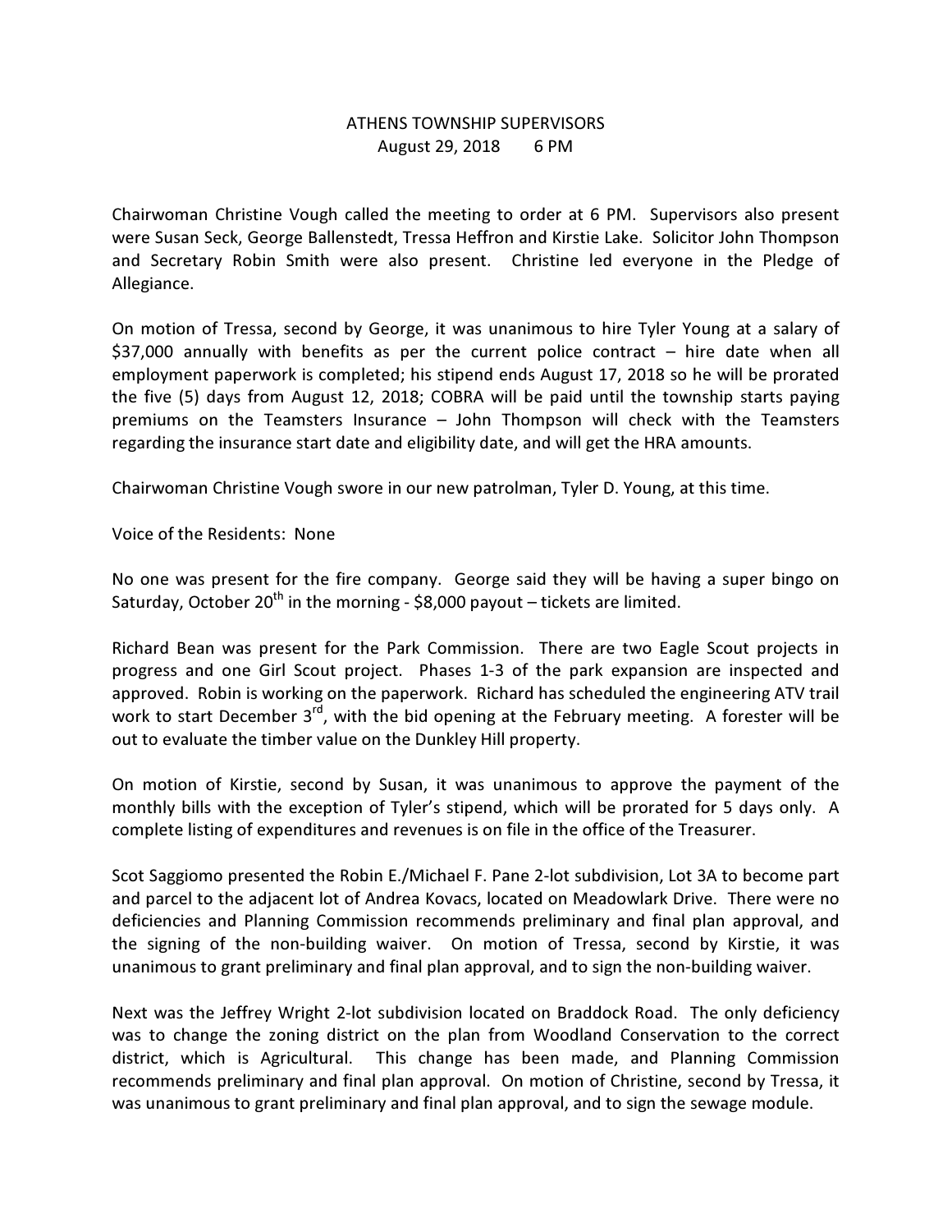# ATHENS TOWNSHIP SUPERVISORS
## August 29, 2018 6 PM

Chairwoman Christine Vough called the meeting to order at 6 PM. Supervisors also present were Susan Seck, George Ballenstedt, Tressa Heffron and Kirstie Lake. Solicitor John Thompson and Secretary Robin Smith were also present. Christine led everyone in the Pledge of Allegiance.

On motion of Tressa, second by George, it was unanimous to hire Tyler Young at a salary of $37,000 annually with benefits as per the current police contract – hire date when all employment paperwork is completed; his stipend ends August 17, 2018 so he will be prorated the five (5) days from August 12, 2018; COBRA will be paid until the township starts paying premiums on the Teamsters Insurance – John Thompson will check with the Teamsters regarding the insurance start date and eligibility date, and will get the HRA amounts.

Chairwoman Christine Vough swore in our new patrolman, Tyler D. Young, at this time.

Voice of the Residents: None

No one was present for the fire company. George said they will be having a super bingo on Saturday, October 20th in the morning - $8,000 payout – tickets are limited.

Richard Bean was present for the Park Commission. There are two Eagle Scout projects in progress and one Girl Scout project. Phases 1-3 of the park expansion are inspected and approved. Robin is working on the paperwork. Richard has scheduled the engineering ATV trail work to start December 3rd, with the bid opening at the February meeting. A forester will be out to evaluate the timber value on the Dunkley Hill property.

On motion of Kirstie, second by Susan, it was unanimous to approve the payment of the monthly bills with the exception of Tyler's stipend, which will be prorated for 5 days only. A complete listing of expenditures and revenues is on file in the office of the Treasurer.

Scot Saggiomo presented the Robin E./Michael F. Pane 2-lot subdivision, Lot 3A to become part and parcel to the adjacent lot of Andrea Kovacs, located on Meadowlark Drive. There were no deficiencies and Planning Commission recommends preliminary and final plan approval, and the signing of the non-building waiver. On motion of Tressa, second by Kirstie, it was unanimous to grant preliminary and final plan approval, and to sign the non-building waiver.

Next was the Jeffrey Wright 2-lot subdivision located on Braddock Road. The only deficiency was to change the zoning district on the plan from Woodland Conservation to the correct district, which is Agricultural. This change has been made, and Planning Commission recommends preliminary and final plan approval. On motion of Christine, second by Tressa, it was unanimous to grant preliminary and final plan approval, and to sign the sewage module.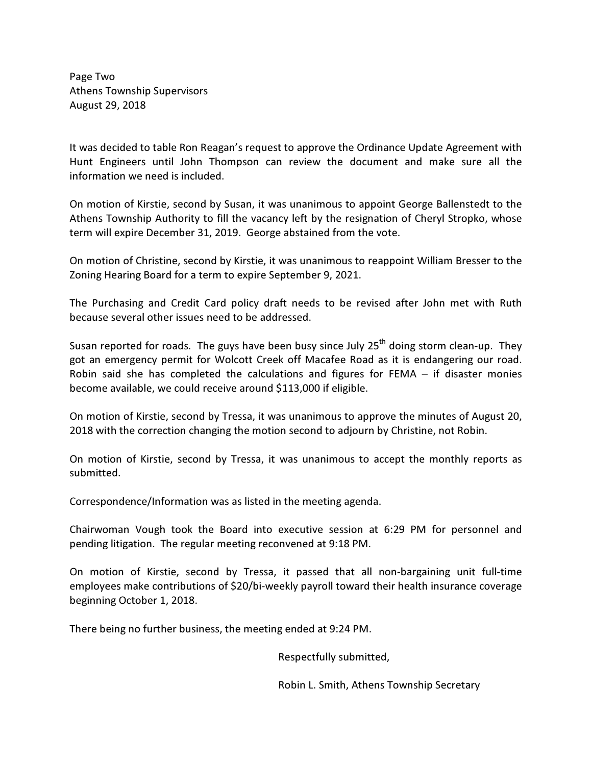It was decided to table Ron Reagan's request to approve the Ordinance Update Agreement with Hunt Engineers until John Thompson can review the document and make sure all the information we need is included.

On motion of Kirstie, second by Susan, it was unanimous to appoint George Ballenstedt to the Athens Township Authority to fill the vacancy left by the resignation of Cheryl Stropko, whose term will expire December 31, 2019. George abstained from the vote.

On motion of Christine, second by Kirstie, it was unanimous to reappoint William Bresser to the Zoning Hearing Board for a term to expire September 9, 2021.

The Purchasing and Credit Card policy draft needs to be revised after John met with Ruth because several other issues need to be addressed.

Susan reported for roads. The guys have been busy since July 25th doing storm clean-up. They got an emergency permit for Wolcott Creek off Macafee Road as it is endangering our road. Robin said she has completed the calculations and figures for FEMA – if disaster monies become available, we could receive around $113,000 if eligible.

On motion of Kirstie, second by Tressa, it was unanimous to approve the minutes of August 20, 2018 with the correction changing the motion second to adjourn by Christine, not Robin.

On motion of Kirstie, second by Tressa, it was unanimous to accept the monthly reports as submitted.

Correspondence/Information was as listed in the meeting agenda.

Chairwoman Vough took the Board into executive session at 6:29 PM for personnel and pending litigation. The regular meeting reconvened at 9:18 PM.

On motion of Kirstie, second by Tressa, it passed that all non-bargaining unit full-time employees make contributions of $20/bi-weekly payroll toward their health insurance coverage beginning October 1, 2018.

There being no further business, the meeting ended at 9:24 PM.

Respectfully submitted,

Robin L. Smith, Athens Township Secretary